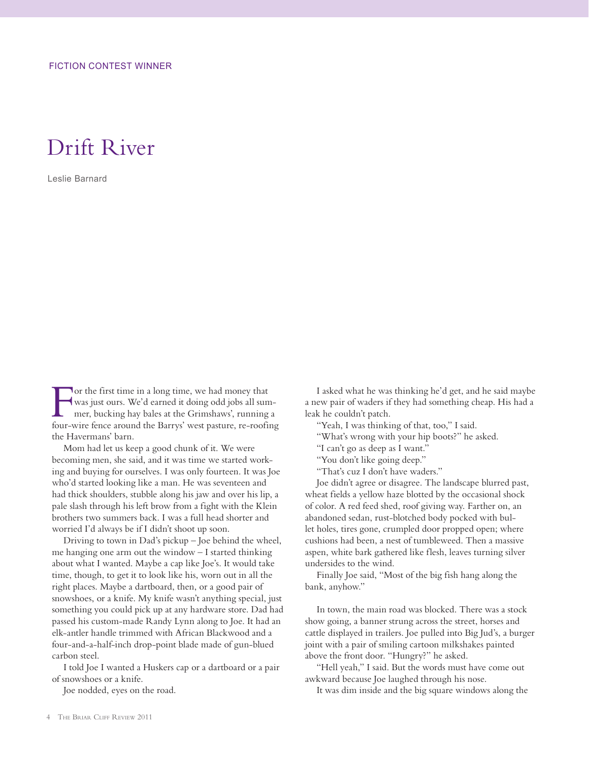FICTION CONTEST WINNER

# Drift River

Leslie Barnard

For the first time in a long time, we had money that was just ours. We'd earned it doing odd jobs all summer, bucking hay bales at the Grimshaws', running a four-wire fence around the Barrys' west pasture, re-roofing the Havermans' barn.

Mom had let us keep a good chunk of it. We were becoming men, she said, and it was time we started working and buying for ourselves. I was only fourteen. It was Joe who'd started looking like a man. He was seventeen and had thick shoulders, stubble along his jaw and over his lip, a pale slash through his left brow from a fight with the Klein brothers two summers back. I was a full head shorter and worried I'd always be if I didn't shoot up soon.

Driving to town in Dad's pickup – Joe behind the wheel, me hanging one arm out the window – I started thinking about what I wanted. Maybe a cap like Joe's. It would take time, though, to get it to look like his, worn out in all the right places. Maybe a dartboard, then, or a good pair of snowshoes, or a knife. My knife wasn't anything special, just something you could pick up at any hardware store. Dad had passed his custom-made Randy Lynn along to Joe. It had an elk-antler handle trimmed with African Blackwood and a four-and-a-half-inch drop-point blade made of gun-blued carbon steel.

I told Joe I wanted a Huskers cap or a dartboard or a pair of snowshoes or a knife.

Joe nodded, eyes on the road.

I asked what he was thinking he'd get, and he said maybe a new pair of waders if they had something cheap. His had a leak he couldn't patch.

"Yeah, I was thinking of that, too," I said.

"What's wrong with your hip boots?" he asked.

"I can't go as deep as I want."

"You don't like going deep."

"That's cuz I don't have waders."

Joe didn't agree or disagree. The landscape blurred past, wheat fields a yellow haze blotted by the occasional shock of color. A red feed shed, roof giving way. Farther on, an abandoned sedan, rust-blotched body pocked with bullet holes, tires gone, crumpled door propped open; where cushions had been, a nest of tumbleweed. Then a massive aspen, white bark gathered like flesh, leaves turning silver undersides to the wind.

Finally Joe said, "Most of the big fish hang along the bank, anyhow."

In town, the main road was blocked. There was a stock show going, a banner strung across the street, horses and cattle displayed in trailers. Joe pulled into Big Jud's, a burger joint with a pair of smiling cartoon milkshakes painted above the front door. "Hungry?" he asked.

"Hell yeah," I said. But the words must have come out awkward because Joe laughed through his nose.

It was dim inside and the big square windows along the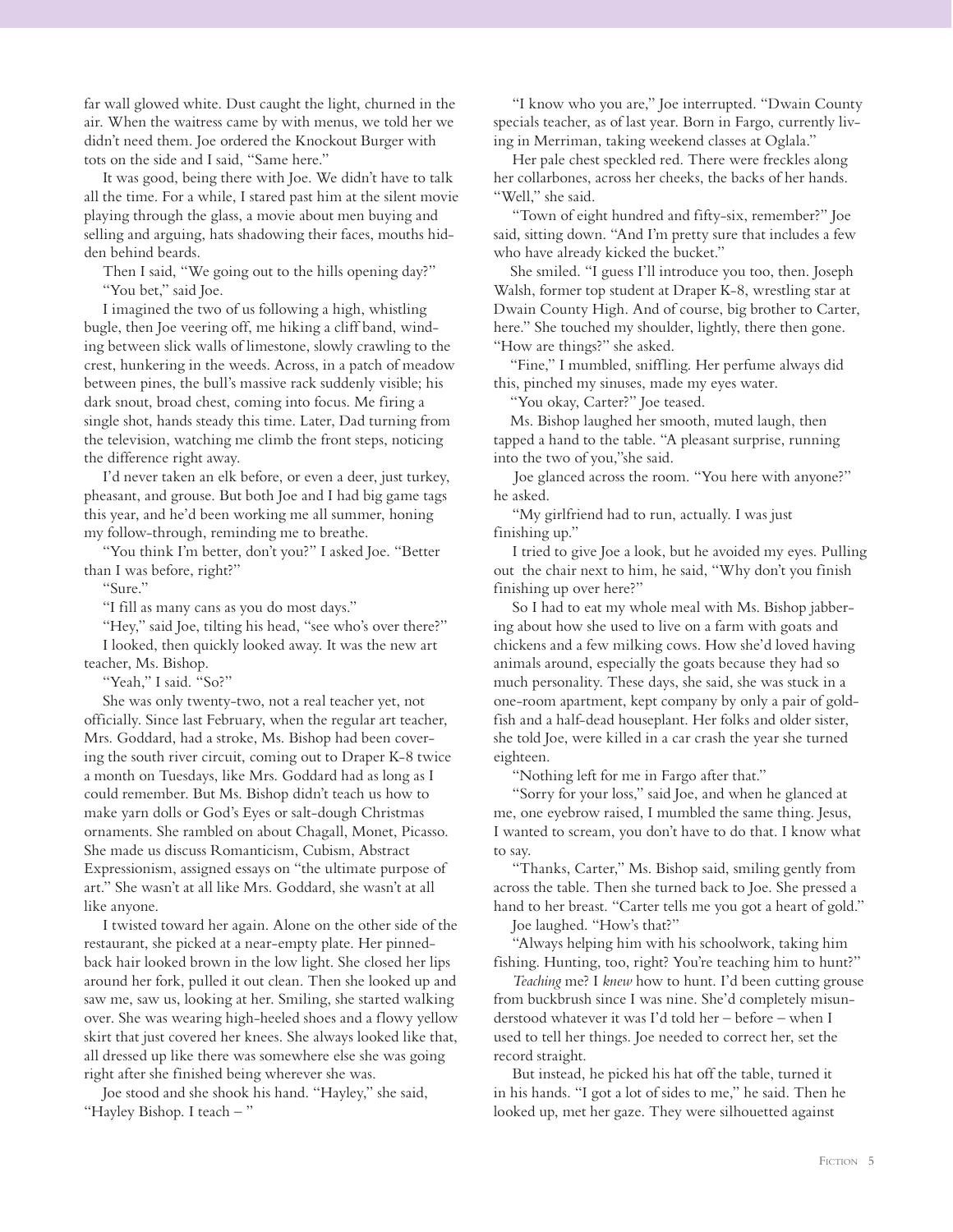far wall glowed white. Dust caught the light, churned in the air. When the waitress came by with menus, we told her we didn't need them. Joe ordered the Knockout Burger with tots on the side and I said, "Same here."

It was good, being there with Joe. We didn't have to talk all the time. For a while, I stared past him at the silent movie playing through the glass, a movie about men buying and selling and arguing, hats shadowing their faces, mouths hidden behind beards.

Then I said, "We going out to the hills opening day?"

"You bet," said Joe.

I imagined the two of us following a high, whistling bugle, then Joe veering off, me hiking a cliff band, winding between slick walls of limestone, slowly crawling to the crest, hunkering in the weeds. Across, in a patch of meadow between pines, the bull's massive rack suddenly visible; his dark snout, broad chest, coming into focus. Me firing a single shot, hands steady this time. Later, Dad turning from the television, watching me climb the front steps, noticing the difference right away.

I'd never taken an elk before, or even a deer, just turkey, pheasant, and grouse. But both Joe and I had big game tags this year, and he'd been working me all summer, honing my follow-through, reminding me to breathe.

"You think I'm better, don't you?" I asked Joe. "Better than I was before, right?"

"Sure."

"I fill as many cans as you do most days."

"Hey," said Joe, tilting his head, "see who's over there?"

I looked, then quickly looked away. It was the new art teacher, Ms. Bishop.

"Yeah," I said. "So?"

She was only twenty-two, not a real teacher yet, not officially. Since last February, when the regular art teacher, Mrs. Goddard, had a stroke, Ms. Bishop had been covering the south river circuit, coming out to Draper K-8 twice a month on Tuesdays, like Mrs. Goddard had as long as I could remember. But Ms. Bishop didn't teach us how to make yarn dolls or God's Eyes or salt-dough Christmas ornaments. She rambled on about Chagall, Monet, Picasso. She made us discuss Romanticism, Cubism, Abstract Expressionism, assigned essays on "the ultimate purpose of art." She wasn't at all like Mrs. Goddard, she wasn't at all like anyone.

I twisted toward her again. Alone on the other side of the restaurant, she picked at a near-empty plate. Her pinned-back hair looked brown in the low light. She closed her lips around her fork, pulled it out clean. Then she looked up and saw me, saw us, looking at her. Smiling, she started walking over. She was wearing high-heeled shoes and a flowy yellow skirt that just covered her knees. She always looked like that, all dressed up like there was somewhere else she was going right after she finished being wherever she was.

Joe stood and she shook his hand. "Hayley," she said, "Hayley Bishop. I teach – "

"I know who you are," Joe interrupted. "Dwain County specials teacher, as of last year. Born in Fargo, currently living in Merriman, taking weekend classes at Oglala."

Her pale chest speckled red. There were freckles along her collarbones, across her cheeks, the backs of her hands. "Well," she said.

"Town of eight hundred and fifty-six, remember?" Joe said, sitting down. "And I'm pretty sure that includes a few who have already kicked the bucket."

She smiled. "I guess I'll introduce you too, then. Joseph Walsh, former top student at Draper K-8, wrestling star at Dwain County High. And of course, big brother to Carter, here." She touched my shoulder, lightly, there then gone. "How are things?" she asked.

"Fine," I mumbled, sniffling. Her perfume always did this, pinched my sinuses, made my eyes water.

"You okay, Carter?" Joe teased.

Ms. Bishop laughed her smooth, muted laugh, then tapped a hand to the table. "A pleasant surprise, running into the two of you,"she said.

Joe glanced across the room. "You here with anyone?" he asked.

"My girlfriend had to run, actually. I was just finishing up."

I tried to give Joe a look, but he avoided my eyes. Pulling out the chair next to him, he said, "Why don't you finish finishing up over here?"

So I had to eat my whole meal with Ms. Bishop jabbering about how she used to live on a farm with goats and chickens and a few milking cows. How she'd loved having animals around, especially the goats because they had so much personality. These days, she said, she was stuck in a one-room apartment, kept company by only a pair of goldfish and a half-dead houseplant. Her folks and older sister, she told Joe, were killed in a car crash the year she turned eighteen.

"Nothing left for me in Fargo after that."

"Sorry for your loss," said Joe, and when he glanced at me, one eyebrow raised, I mumbled the same thing. Jesus, I wanted to scream, you don't have to do that. I know what to say.

"Thanks, Carter," Ms. Bishop said, smiling gently from across the table. Then she turned back to Joe. She pressed a hand to her breast. "Carter tells me you got a heart of gold."

Joe laughed. "How's that?"

"Always helping him with his schoolwork, taking him fishing. Hunting, too, right? You're teaching him to hunt?"

*Teaching* me? I *knew* how to hunt. I'd been cutting grouse from buckbrush since I was nine. She'd completely misunderstood whatever it was I'd told her – before – when I used to tell her things. Joe needed to correct her, set the record straight.

But instead, he picked his hat off the table, turned it in his hands. "I got a lot of sides to me," he said. Then he looked up, met her gaze. They were silhouetted against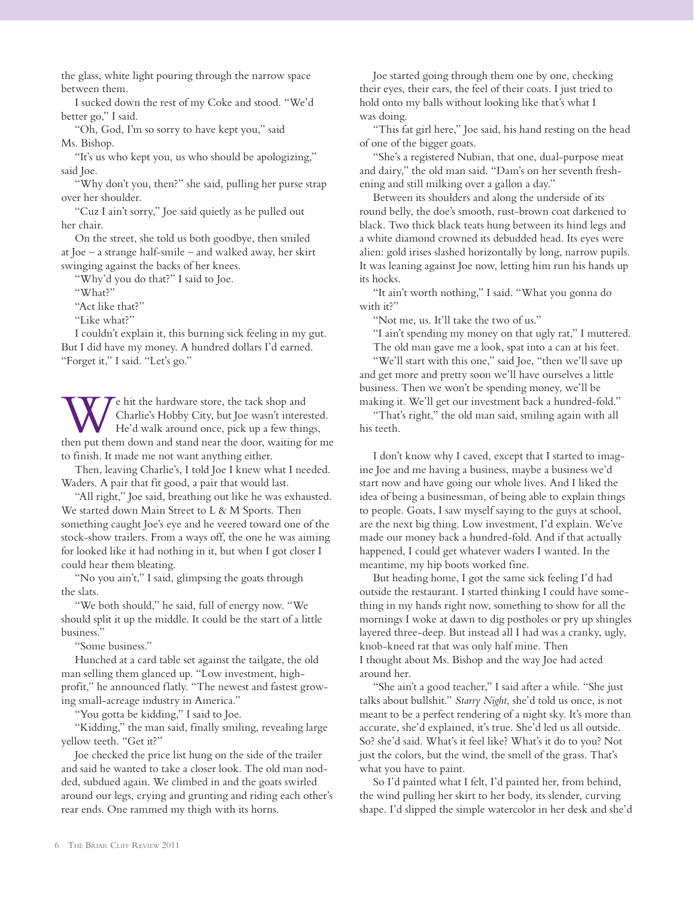the glass, white light pouring through the narrow space between them.

I sucked down the rest of my Coke and stood. "We'd better go," I said.

"Oh, God, I'm so sorry to have kept you," said Ms. Bishop.

"It's us who kept you, us who should be apologizing," said Joe.

"Why don't you, then?" she said, pulling her purse strap over her shoulder.

"Cuz I ain't sorry," Joe said quietly as he pulled out her chair.

On the street, she told us both goodbye, then smiled at Joe – a strange half-smile – and walked away, her skirt swinging against the backs of her knees.

"Why'd you do that?" I said to Joe.

"What?"

"Act like that?"

"Like what?"

I couldn't explain it, this burning sick feeling in my gut. But I did have my money. A hundred dollars I'd earned. "Forget it," I said. "Let's go."

We hit the hardware store, the tack shop and Charlie's Hobby City, but Joe wasn't interested. He'd walk around once, pick up a few things, then put them down and stand near the door, waiting for me to finish. It made me not want anything either.

Then, leaving Charlie's, I told Joe I knew what I needed. Waders. A pair that fit good, a pair that would last.

"All right," Joe said, breathing out like he was exhausted. We started down Main Street to L & M Sports. Then something caught Joe's eye and he veered toward one of the stock-show trailers. From a ways off, the one he was aiming for looked like it had nothing in it, but when I got closer I could hear them bleating.

"No you ain't," I said, glimpsing the goats through the slats.

"We both should," he said, full of energy now. "We should split it up the middle. It could be the start of a little business."

"Some business."

Hunched at a card table set against the tailgate, the old man selling them glanced up. "Low investment, high-profit," he announced flatly. "The newest and fastest growing small-acreage industry in America."

"You gotta be kidding," I said to Joe.

"Kidding," the man said, finally smiling, revealing large yellow teeth. "Get it?"

Joe checked the price list hung on the side of the trailer and said he wanted to take a closer look. The old man nodded, subdued again. We climbed in and the goats swirled around our legs, crying and grunting and riding each other's rear ends. One rammed my thigh with its horns.

Joe started going through them one by one, checking their eyes, their ears, the feel of their coats. I just tried to hold onto my balls without looking like that's what I was doing.

"This fat girl here," Joe said, his hand resting on the head of one of the bigger goats.

"She's a registered Nubian, that one, dual-purpose meat and dairy," the old man said. "Dam's on her seventh freshening and still milking over a gallon a day."

Between its shoulders and along the underside of its round belly, the doe's smooth, rust-brown coat darkened to black. Two thick black teats hung between its hind legs and a white diamond crowned its debudded head. Its eyes were alien: gold irises slashed horizontally by long, narrow pupils. It was leaning against Joe now, letting him run his hands up its hocks.

"It ain't worth nothing," I said. "What you gonna do with it?"

"Not me, us. It'll take the two of us."

"I ain't spending my money on that ugly rat," I muttered.

The old man gave me a look, spat into a can at his feet.

"We'll start with this one," said Joe, "then we'll save up and get more and pretty soon we'll have ourselves a little business. Then we won't be spending money, we'll be making it. We'll get our investment back a hundred-fold."

"That's right," the old man said, smiling again with all his teeth.

I don't know why I caved, except that I started to imagine Joe and me having a business, maybe a business we'd start now and have going our whole lives. And I liked the idea of being a businessman, of being able to explain things to people. Goats, I saw myself saying to the guys at school, are the next big thing. Low investment, I'd explain. We've made our money back a hundred-fold. And if that actually happened, I could get whatever waders I wanted. In the meantime, my hip boots worked fine.

But heading home, I got the same sick feeling I'd had outside the restaurant. I started thinking I could have something in my hands right now, something to show for all the mornings I woke at dawn to dig postholes or pry up shingles layered three-deep. But instead all I had was a cranky, ugly, knob-kneed rat that was only half mine. Then I thought about Ms. Bishop and the way Joe had acted around her.

"She ain't a good teacher," I said after a while. "She just talks about bullshit." *Starry Night*, she'd told us once, is not meant to be a perfect rendering of a night sky. It's more than accurate, she'd explained, it's true. She'd led us all outside. So? she'd said. What's it feel like? What's it do to you? Not just the colors, but the wind, the smell of the grass. That's what you have to paint.

So I'd painted what I felt, I'd painted her, from behind, the wind pulling her skirt to her body, its slender, curving shape. I'd slipped the simple watercolor in her desk and she'd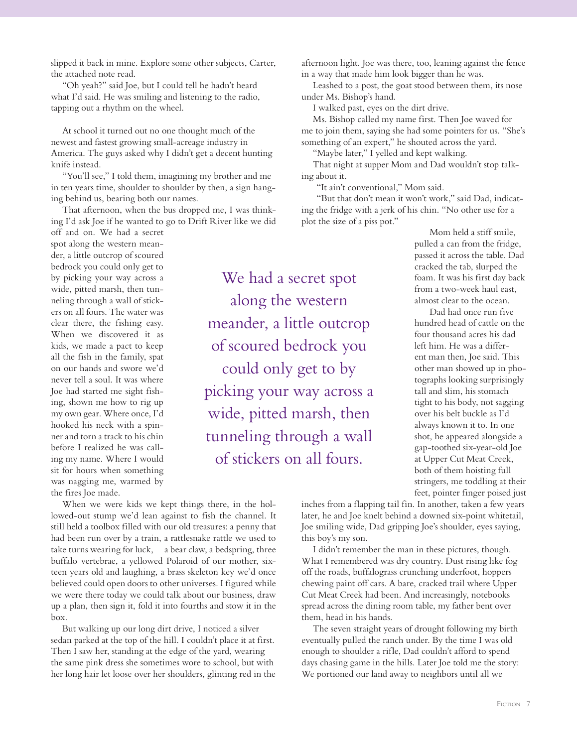slipped it back in mine. Explore some other subjects, Carter, the attached note read.

"Oh yeah?" said Joe, but I could tell he hadn't heard what I'd said. He was smiling and listening to the radio, tapping out a rhythm on the wheel.

At school it turned out no one thought much of the newest and fastest growing small-acreage industry in America. The guys asked why I didn't get a decent hunting knife instead.

"You'll see," I told them, imagining my brother and me in ten years time, shoulder to shoulder by then, a sign hanging behind us, bearing both our names.

That afternoon, when the bus dropped me, I was thinking I'd ask Joe if he wanted to go to Drift River like we did off and on. We had a secret spot along the western meander, a little outcrop of scoured bedrock you could only get to by picking your way across a wide, pitted marsh, then tunneling through a wall of stickers on all fours. The water was clear there, the fishing easy. When we discovered it as kids, we made a pact to keep all the fish in the family, spat on our hands and swore we'd never tell a soul. It was where Joe had started me sight fishing, shown me how to rig up my own gear. Where once, I'd hooked his neck with a spinner and torn a track to his chin before I realized he was calling my name. Where I would sit for hours when something was nagging me, warmed by the fires Joe made.

> We had a secret spot along the western meander, a little outcrop of scoured bedrock you could only get to by picking your way across a wide, pitted marsh, then tunneling through a wall of stickers on all fours.

When we were kids we kept things there, in the hollowed-out stump we'd lean against to fish the channel. It still held a toolbox filled with our old treasures: a penny that had been run over by a train, a rattlesnake rattle we used to take turns wearing for luck, a bear claw, a bedspring, three buffalo vertebrae, a yellowed Polaroid of our mother, sixteen years old and laughing, a brass skeleton key we'd once believed could open doors to other universes. I figured while we were there today we could talk about our business, draw up a plan, then sign it, fold it into fourths and stow it in the box.

But walking up our long dirt drive, I noticed a silver sedan parked at the top of the hill. I couldn't place it at first. Then I saw her, standing at the edge of the yard, wearing the same pink dress she sometimes wore to school, but with her long hair let loose over her shoulders, glinting red in the afternoon light. Joe was there, too, leaning against the fence in a way that made him look bigger than he was.

Leashed to a post, the goat stood between them, its nose under Ms. Bishop's hand.

I walked past, eyes on the dirt drive.

Ms. Bishop called my name first. Then Joe waved for me to join them, saying she had some pointers for us. "She's something of an expert," he shouted across the yard.

"Maybe later," I yelled and kept walking.

That night at supper Mom and Dad wouldn't stop talking about it.

"It ain't conventional," Mom said.

"But that don't mean it won't work," said Dad, indicating the fridge with a jerk of his chin. "No other use for a plot the size of a piss pot."

Mom held a stiff smile, pulled a can from the fridge, passed it across the table. Dad cracked the tab, slurped the foam. It was his first day back from a two-week haul east, almost clear to the ocean.

Dad had once run five hundred head of cattle on the four thousand acres his dad left him. He was a different man then, Joe said. This other man showed up in photographs looking surprisingly tall and slim, his stomach tight to his body, not sagging over his belt buckle as I'd always known it to. In one shot, he appeared alongside a gap-toothed six-year-old Joe at Upper Cut Meat Creek, both of them hoisting full stringers, me toddling at their feet, pointer finger poised just inches from a flapping tail fin. In another, taken a few years later, he and Joe knelt behind a downed six-point whitetail, Joe smiling wide, Dad gripping Joe's shoulder, eyes saying, this boy's my son.

I didn't remember the man in these pictures, though. What I remembered was dry country. Dust rising like fog off the roads, buffalograss crunching underfoot, hoppers chewing paint off cars. A bare, cracked trail where Upper Cut Meat Creek had been. And increasingly, notebooks spread across the dining room table, my father bent over them, head in his hands.

The seven straight years of drought following my birth eventually pulled the ranch under. By the time I was old enough to shoulder a rifle, Dad couldn't afford to spend days chasing game in the hills. Later Joe told me the story: We portioned our land away to neighbors until all we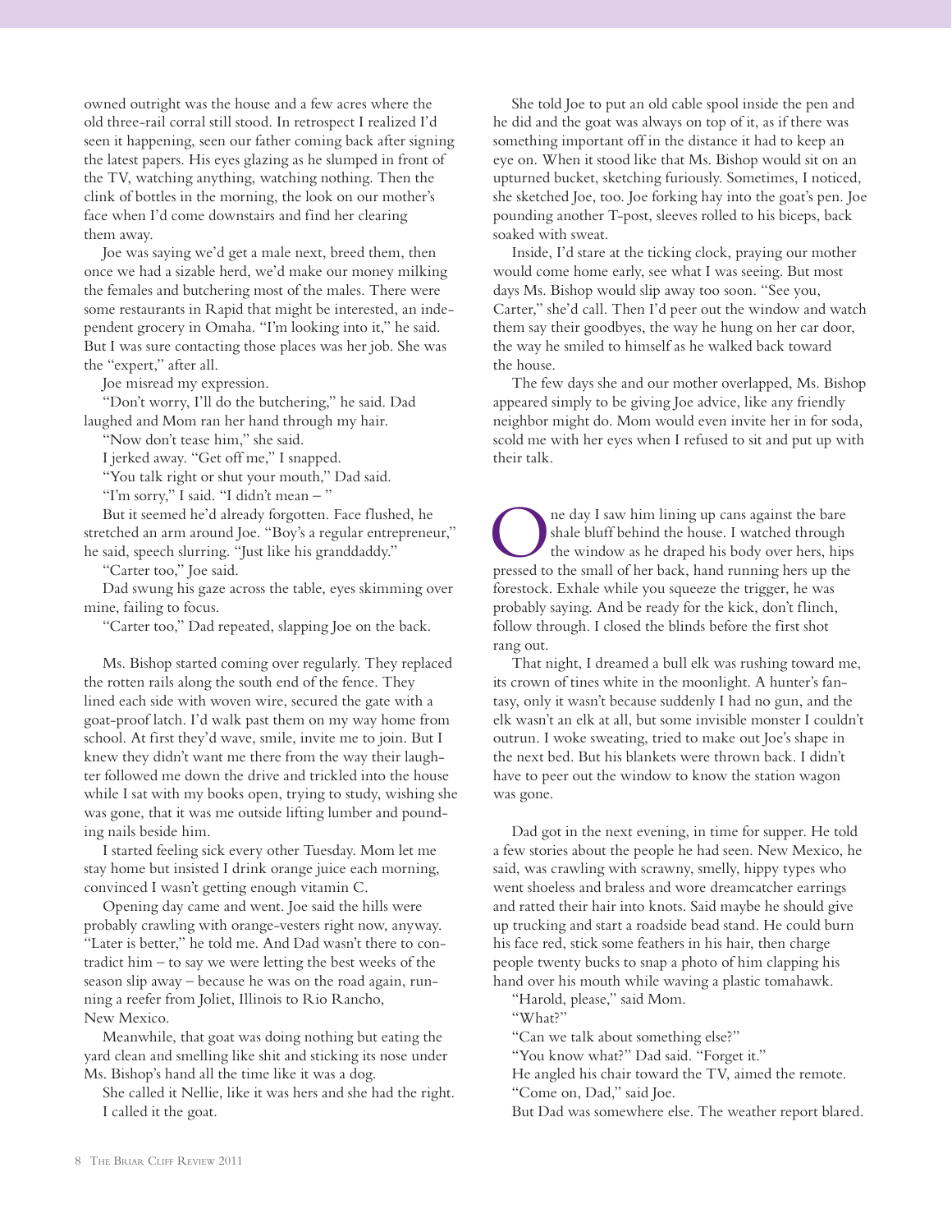owned outright was the house and a few acres where the old three-rail corral still stood. In retrospect I realized I'd seen it happening, seen our father coming back after signing the latest papers. His eyes glazing as he slumped in front of the TV, watching anything, watching nothing. Then the clink of bottles in the morning, the look on our mother's face when I'd come downstairs and find her clearing them away.

Joe was saying we'd get a male next, breed them, then once we had a sizable herd, we'd make our money milking the females and butchering most of the males. There were some restaurants in Rapid that might be interested, an independent grocery in Omaha. "I'm looking into it," he said. But I was sure contacting those places was her job. She was the "expert," after all.

Joe misread my expression.

"Don't worry, I'll do the butchering," he said. Dad laughed and Mom ran her hand through my hair.

"Now don't tease him," she said.

I jerked away. "Get off me," I snapped.

"You talk right or shut your mouth," Dad said.

"I'm sorry," I said. "I didn't mean – "

But it seemed he'd already forgotten. Face flushed, he stretched an arm around Joe. "Boy's a regular entrepreneur," he said, speech slurring. "Just like his granddaddy."

"Carter too," Joe said.

Dad swung his gaze across the table, eyes skimming over mine, failing to focus.

"Carter too," Dad repeated, slapping Joe on the back.

Ms. Bishop started coming over regularly. They replaced the rotten rails along the south end of the fence. They lined each side with woven wire, secured the gate with a goat-proof latch. I'd walk past them on my way home from school. At first they'd wave, smile, invite me to join. But I knew they didn't want me there from the way their laughter followed me down the drive and trickled into the house while I sat with my books open, trying to study, wishing she was gone, that it was me outside lifting lumber and pounding nails beside him.

I started feeling sick every other Tuesday. Mom let me stay home but insisted I drink orange juice each morning, convinced I wasn't getting enough vitamin C.

Opening day came and went. Joe said the hills were probably crawling with orange-vesters right now, anyway. "Later is better," he told me. And Dad wasn't there to contradict him – to say we were letting the best weeks of the season slip away – because he was on the road again, running a reefer from Joliet, Illinois to Rio Rancho, New Mexico.

Meanwhile, that goat was doing nothing but eating the yard clean and smelling like shit and sticking its nose under Ms. Bishop's hand all the time like it was a dog.

She called it Nellie, like it was hers and she had the right. I called it the goat.

She told Joe to put an old cable spool inside the pen and he did and the goat was always on top of it, as if there was something important off in the distance it had to keep an eye on. When it stood like that Ms. Bishop would sit on an upturned bucket, sketching furiously. Sometimes, I noticed, she sketched Joe, too. Joe forking hay into the goat's pen. Joe pounding another T-post, sleeves rolled to his biceps, back soaked with sweat.

Inside, I'd stare at the ticking clock, praying our mother would come home early, see what I was seeing. But most days Ms. Bishop would slip away too soon. "See you, Carter," she'd call. Then I'd peer out the window and watch them say their goodbyes, the way he hung on her car door, the way he smiled to himself as he walked back toward the house.

The few days she and our mother overlapped, Ms. Bishop appeared simply to be giving Joe advice, like any friendly neighbor might do. Mom would even invite her in for soda, scold me with her eyes when I refused to sit and put up with their talk.

One day I saw him lining up cans against the bare shale bluff behind the house. I watched through the window as he draped his body over hers, hips pressed to the small of her back, hand running hers up the forestock. Exhale while you squeeze the trigger, he was probably saying. And be ready for the kick, don't flinch, follow through. I closed the blinds before the first shot rang out.

That night, I dreamed a bull elk was rushing toward me, its crown of tines white in the moonlight. A hunter's fantasy, only it wasn't because suddenly I had no gun, and the elk wasn't an elk at all, but some invisible monster I couldn't outrun. I woke sweating, tried to make out Joe's shape in the next bed. But his blankets were thrown back. I didn't have to peer out the window to know the station wagon was gone.

Dad got in the next evening, in time for supper. He told a few stories about the people he had seen. New Mexico, he said, was crawling with scrawny, smelly, hippy types who went shoeless and braless and wore dreamcatcher earrings and ratted their hair into knots. Said maybe he should give up trucking and start a roadside bead stand. He could burn his face red, stick some feathers in his hair, then charge people twenty bucks to snap a photo of him clapping his hand over his mouth while waving a plastic tomahawk.

"Harold, please," said Mom.

"What?"

"Can we talk about something else?"

"You know what?" Dad said. "Forget it."

He angled his chair toward the TV, aimed the remote.

"Come on, Dad," said Joe.

But Dad was somewhere else. The weather report blared.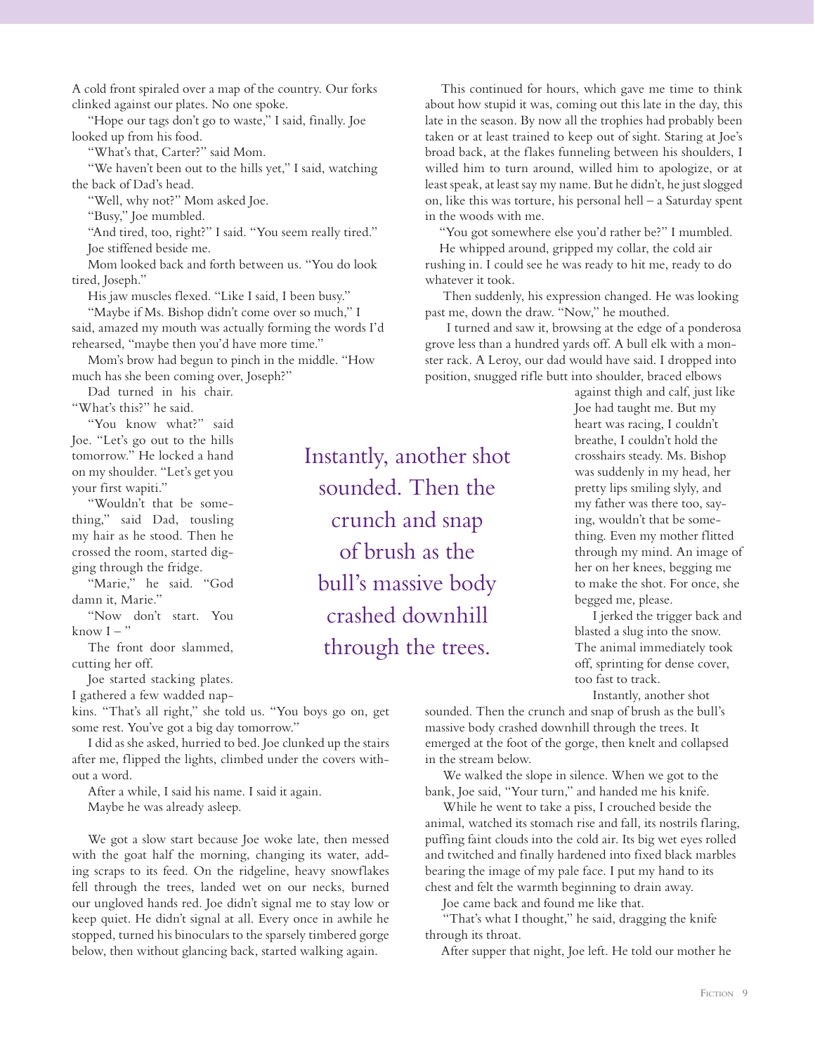A cold front spiraled over a map of the country. Our forks clinked against our plates. No one spoke.

"Hope our tags don't go to waste," I said, finally. Joe looked up from his food.

"What's that, Carter?" said Mom.

"We haven't been out to the hills yet," I said, watching the back of Dad's head.

"Well, why not?" Mom asked Joe.

"Busy," Joe mumbled.

"And tired, too, right?" I said. "You seem really tired." Joe stiffened beside me.

Mom looked back and forth between us. "You do look tired, Joseph."

His jaw muscles flexed. "Like I said, I been busy."

"Maybe if Ms. Bishop didn't come over so much," I said, amazed my mouth was actually forming the words I'd rehearsed, "maybe then you'd have more time."

Mom's brow had begun to pinch in the middle. "How much has she been coming over, Joseph?"

Dad turned in his chair. "What's this?" he said.

"You know what?" said Joe. "Let's go out to the hills tomorrow." He locked a hand on my shoulder. "Let's get you your first wapiti."

"Wouldn't that be something," said Dad, tousling my hair as he stood. Then he crossed the room, started digging through the fridge.

"Marie," he said. "God damn it, Marie."

"Now don't start. You know I – "

The front door slammed, cutting her off.

Joe started stacking plates. I gathered a few wadded napkins. "That's all right," she told us. "You boys go on, get some rest. You've got a big day tomorrow."

I did as she asked, hurried to bed. Joe clunked up the stairs after me, flipped the lights, climbed under the covers without a word.

After a while, I said his name. I said it again.

Maybe he was already asleep.

We got a slow start because Joe woke late, then messed with the goat half the morning, changing its water, adding scraps to its feed. On the ridgeline, heavy snowflakes fell through the trees, landed wet on our necks, burned our ungloved hands red. Joe didn't signal me to stay low or keep quiet. He didn't signal at all. Every once in awhile he stopped, turned his binoculars to the sparsely timbered gorge below, then without glancing back, started walking again.

This continued for hours, which gave me time to think about how stupid it was, coming out this late in the day, this late in the season. By now all the trophies had probably been taken or at least trained to keep out of sight. Staring at Joe's broad back, at the flakes funneling between his shoulders, I willed him to turn around, willed him to apologize, or at least speak, at least say my name. But he didn't, he just slogged on, like this was torture, his personal hell – a Saturday spent in the woods with me.

"You got somewhere else you'd rather be?" I mumbled.

He whipped around, gripped my collar, the cold air rushing in. I could see he was ready to hit me, ready to do whatever it took.

Then suddenly, his expression changed. He was looking past me, down the draw. "Now," he mouthed.

I turned and saw it, browsing at the edge of a ponderosa grove less than a hundred yards off. A bull elk with a monster rack. A Leroy, our dad would have said. I dropped into position, snugged rifle butt into shoulder, braced elbows against thigh and calf, just like Joe had taught me. But my heart was racing, I couldn't breathe, I couldn't hold the crosshairs steady. Ms. Bishop was suddenly in my head, her pretty lips smiling slyly, and my father was there too, saying, wouldn't that be something. Even my mother flitted through my mind. An image of her on her knees, begging me to make the shot. For once, she begged me, please.

I jerked the trigger back and blasted a slug into the snow. The animal immediately took off, sprinting for dense cover, too fast to track.

Instantly, another shot sounded. Then the crunch and snap of brush as the bull's massive body crashed downhill through the trees. It emerged at the foot of the gorge, then knelt and collapsed in the stream below.

We walked the slope in silence. When we got to the bank, Joe said, "Your turn," and handed me his knife.

While he went to take a piss, I crouched beside the animal, watched its stomach rise and fall, its nostrils flaring, puffing faint clouds into the cold air. Its big wet eyes rolled and twitched and finally hardened into fixed black marbles bearing the image of my pale face. I put my hand to its chest and felt the warmth beginning to drain away.

Joe came back and found me like that.

"That's what I thought," he said, dragging the knife through its throat.

After supper that night, Joe left. He told our mother he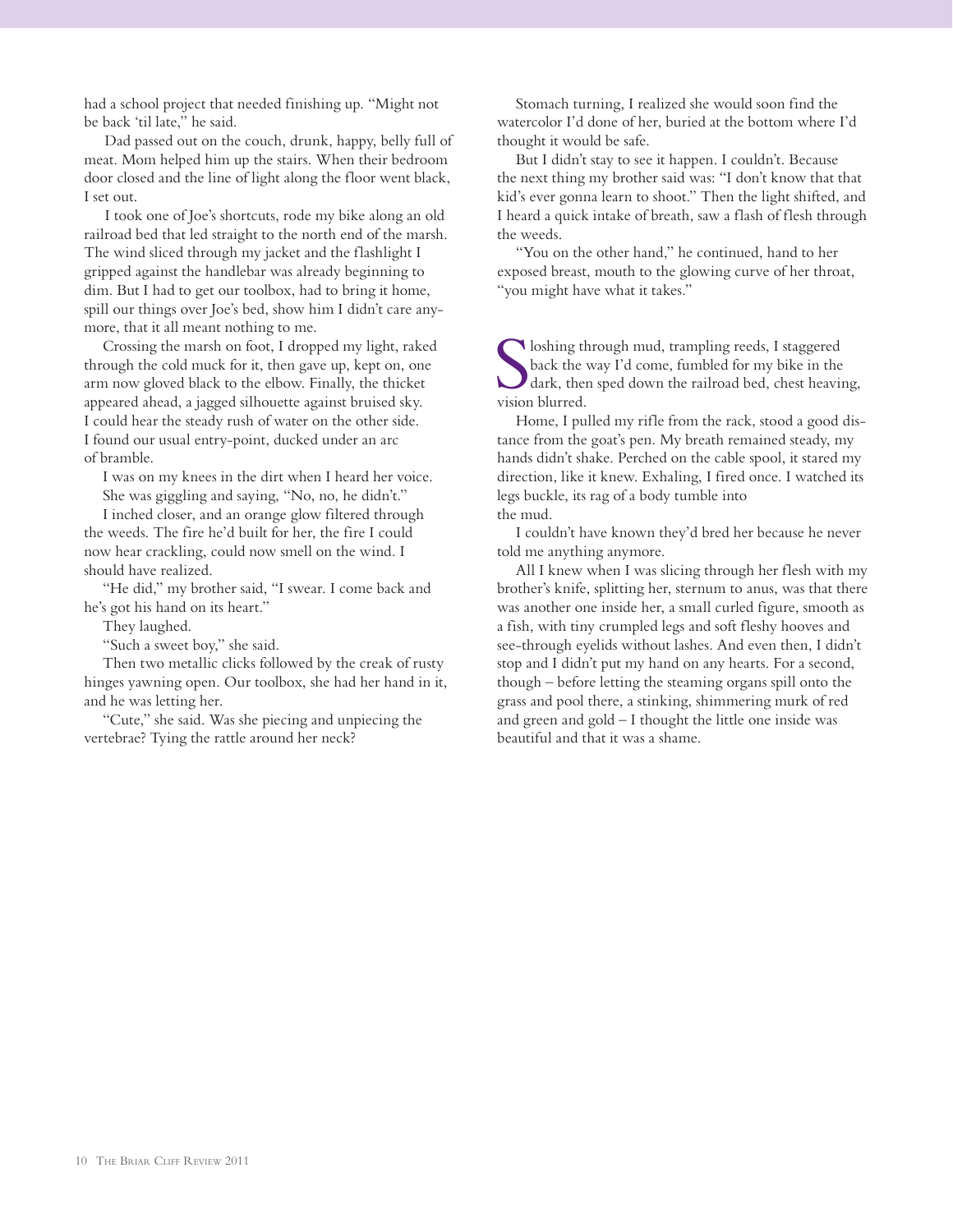had a school project that needed finishing up. "Might not be back 'til late," he said.

Dad passed out on the couch, drunk, happy, belly full of meat. Mom helped him up the stairs. When their bedroom door closed and the line of light along the floor went black, I set out.

I took one of Joe's shortcuts, rode my bike along an old railroad bed that led straight to the north end of the marsh. The wind sliced through my jacket and the flashlight I gripped against the handlebar was already beginning to dim. But I had to get our toolbox, had to bring it home, spill our things over Joe's bed, show him I didn't care anymore, that it all meant nothing to me.

Crossing the marsh on foot, I dropped my light, raked through the cold muck for it, then gave up, kept on, one arm now gloved black to the elbow. Finally, the thicket appeared ahead, a jagged silhouette against bruised sky. I could hear the steady rush of water on the other side. I found our usual entry-point, ducked under an arc of bramble.

I was on my knees in the dirt when I heard her voice. She was giggling and saying, "No, no, he didn't."

I inched closer, and an orange glow filtered through the weeds. The fire he'd built for her, the fire I could now hear crackling, could now smell on the wind. I should have realized.

"He did," my brother said, "I swear. I come back and he's got his hand on its heart."

They laughed.

"Such a sweet boy," she said.

Then two metallic clicks followed by the creak of rusty hinges yawning open. Our toolbox, she had her hand in it, and he was letting her.

"Cute," she said. Was she piecing and unpiecing the vertebrae? Tying the rattle around her neck?

Stomach turning, I realized she would soon find the watercolor I'd done of her, buried at the bottom where I'd thought it would be safe.

But I didn't stay to see it happen. I couldn't. Because the next thing my brother said was: "I don't know that that kid's ever gonna learn to shoot." Then the light shifted, and I heard a quick intake of breath, saw a flash of flesh through the weeds.

"You on the other hand," he continued, hand to her exposed breast, mouth to the glowing curve of her throat, "you might have what it takes."

Sloshing through mud, trampling reeds, I staggered back the way I'd come, fumbled for my bike in the dark, then sped down the railroad bed, chest heaving, vision blurred.

Home, I pulled my rifle from the rack, stood a good distance from the goat's pen. My breath remained steady, my hands didn't shake. Perched on the cable spool, it stared my direction, like it knew. Exhaling, I fired once. I watched its legs buckle, its rag of a body tumble into the mud.

I couldn't have known they'd bred her because he never told me anything anymore.

All I knew when I was slicing through her flesh with my brother's knife, splitting her, sternum to anus, was that there was another one inside her, a small curled figure, smooth as a fish, with tiny crumpled legs and soft fleshy hooves and see-through eyelids without lashes. And even then, I didn't stop and I didn't put my hand on any hearts. For a second, though – before letting the steaming organs spill onto the grass and pool there, a stinking, shimmering murk of red and green and gold – I thought the little one inside was beautiful and that it was a shame.